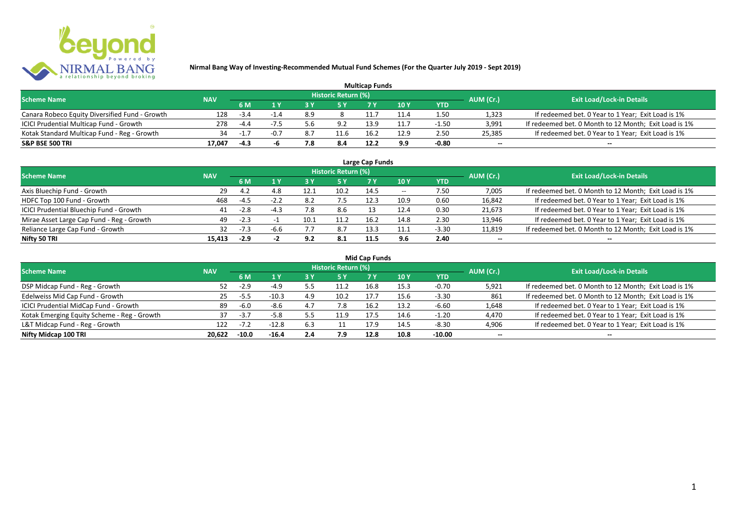**Nirmal Bang Way of Investing-Recommended Mutual Fund Schemes (For the Quarter July 2019 - Sept 2019)**

### Multicap Funds

| Scheme Name | NAV | Historic Return (%) | | | | | | | AUM (Cr.) | Exit Load/Lock-in Details |
|---|---|---|---|---|---|---|---|---|---|---|
| | | 6 M | 1 Y | 3 Y | 5 Y | 7 Y | 10 Y | YTD | | |
| Canara Robeco Equity Diversified Fund - Growth | 128 | -3.4 | -1.4 | 8.9 | 8 | 11.7 | 11.4 | 1.50 | 1,323 | If redeemed bet. 0 Year to 1 Year; Exit Load is 1% |
| ICICI Prudential Multicap Fund - Growth | 278 | -4.4 | -7.5 | 5.6 | 9.2 | 13.9 | 11.7 | -1.50 | 3,991 | If redeemed bet. 0 Month to 12 Month; Exit Load is 1% |
| Kotak Standard Multicap Fund - Reg - Growth | 34 | -1.7 | -0.7 | 8.7 | 11.6 | 16.2 | 12.9 | 2.50 | 25,385 | If redeemed bet. 0 Year to 1 Year; Exit Load is 1% |
| **S&P BSE 500 TRI** | **17,047** | **-4.3** | **-6** | **7.8** | **8.4** | **12.2** | **9.9** | **-0.80** | -- | -- |

### Large Cap Funds

| Scheme Name | NAV | Historic Return (%) | | | | | | | AUM (Cr.) | Exit Load/Lock-in Details |
|---|---|---|---|---|---|---|---|---|---|---|
| | | 6 M | 1 Y | 3 Y | 5 Y | 7 Y | 10 Y | YTD | | |
| Axis Bluechip Fund - Growth | 29 | 4.2 | 4.8 | 12.1 | 10.2 | 14.5 | -- | 7.50 | 7,005 | If redeemed bet. 0 Month to 12 Month; Exit Load is 1% |
| HDFC Top 100 Fund - Growth | 468 | -4.5 | -2.2 | 8.2 | 7.5 | 12.3 | 10.9 | 0.60 | 16,842 | If redeemed bet. 0 Year to 1 Year; Exit Load is 1% |
| ICICI Prudential Bluechip Fund - Growth | 41 | -2.8 | -4.3 | 7.8 | 8.6 | 13 | 12.4 | 0.30 | 21,673 | If redeemed bet. 0 Year to 1 Year; Exit Load is 1% |
| Mirae Asset Large Cap Fund - Reg - Growth | 49 | -2.3 | -1 | 10.1 | 11.2 | 16.2 | 14.8 | 2.30 | 13,946 | If redeemed bet. 0 Year to 1 Year; Exit Load is 1% |
| Reliance Large Cap Fund - Growth | 32 | -7.3 | -6.6 | 7.7 | 8.7 | 13.3 | 11.1 | -3.30 | 11,819 | If redeemed bet. 0 Month to 12 Month; Exit Load is 1% |
| **Nifty 50 TRI** | **15,413** | **-2.9** | **-2** | **9.2** | **8.1** | **11.5** | **9.6** | **2.40** | -- | -- |

### Mid Cap Funds

| Scheme Name | NAV | Historic Return (%) | | | | | | | AUM (Cr.) | Exit Load/Lock-in Details |
|---|---|---|---|---|---|---|---|---|---|---|
| | | 6 M | 1 Y | 3 Y | 5 Y | 7 Y | 10 Y | YTD | | |
| DSP Midcap Fund - Reg - Growth | 52 | -2.9 | -4.9 | 5.5 | 11.2 | 16.8 | 15.3 | -0.70 | 5,921 | If redeemed bet. 0 Month to 12 Month; Exit Load is 1% |
| Edelweiss Mid Cap Fund - Growth | 25 | -5.5 | -10.3 | 4.9 | 10.2 | 17.7 | 15.6 | -3.30 | 861 | If redeemed bet. 0 Month to 12 Month; Exit Load is 1% |
| ICICI Prudential MidCap Fund - Growth | 89 | -6.0 | -8.6 | 4.7 | 7.8 | 16.2 | 13.2 | -6.60 | 1,648 | If redeemed bet. 0 Year to 1 Year; Exit Load is 1% |
| Kotak Emerging Equity Scheme - Reg - Growth | 37 | -3.7 | -5.8 | 5.5 | 11.9 | 17.5 | 14.6 | -1.20 | 4,470 | If redeemed bet. 0 Year to 1 Year; Exit Load is 1% |
| L&T Midcap Fund - Reg - Growth | 122 | -7.2 | -12.8 | 6.3 | 11 | 17.9 | 14.5 | -8.30 | 4,906 | If redeemed bet. 0 Year to 1 Year; Exit Load is 1% |
| **Nifty Midcap 100 TRI** | **20,622** | **-10.0** | **-16.4** | **2.4** | **7.9** | **12.8** | **10.8** | **-10.00** | -- | -- |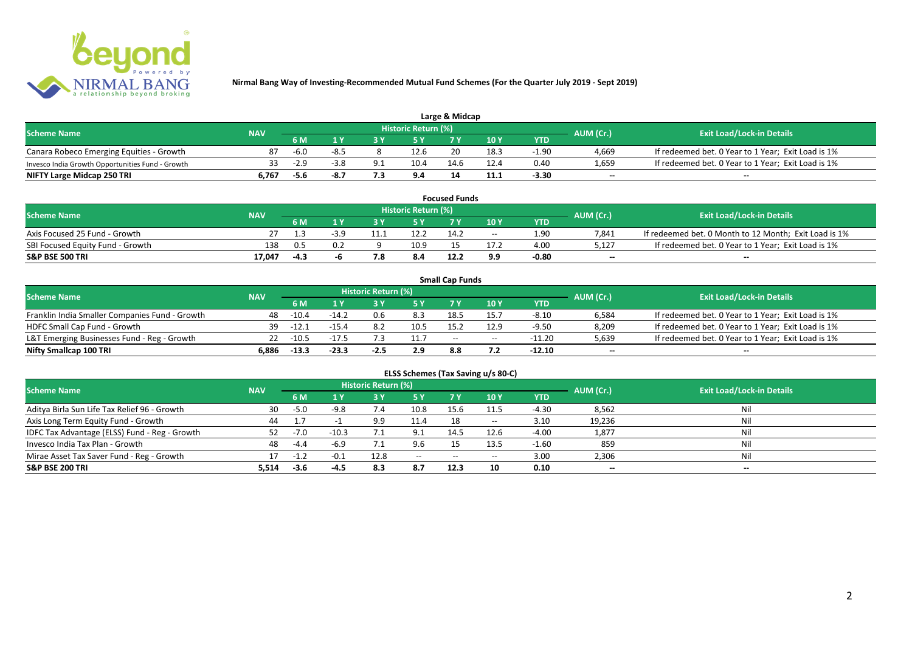# Nirmal Bang Way of Investing-Recommended Mutual Fund Schemes (For the Quarter July 2019 - Sept 2019)

## Large & Midcap

| Scheme Name | NAV | Historic Return (%) | | | | | | | AUM (Cr.) | Exit Load/Lock-in Details |
|---|---|---|---|---|---|---|---|---|---|---|
| | | 6 M | 1 Y | 3 Y | 5 Y | 7 Y | 10 Y | YTD | | |
| Canara Robeco Emerging Equities - Growth | 87 | -6.0 | -8.5 | 8 | 12.6 | 20 | 18.3 | -1.90 | 4,669 | If redeemed bet. 0 Year to 1 Year; Exit Load is 1% |
| Invesco India Growth Opportunities Fund - Growth | 33 | -2.9 | -3.8 | 9.1 | 10.4 | 14.6 | 12.4 | 0.40 | 1,659 | If redeemed bet. 0 Year to 1 Year; Exit Load is 1% |
| **NIFTY Large Midcap 250 TRI** | **6,767** | **-5.6** | **-8.7** | **7.3** | **9.4** | **14** | **11.1** | **-3.30** | **--** | **--** |

## Focused Funds

| Scheme Name | NAV | Historic Return (%) | | | | | | | AUM (Cr.) | Exit Load/Lock-in Details |
|---|---|---|---|---|---|---|---|---|---|---|
| | | 6 M | 1 Y | 3 Y | 5 Y | 7 Y | 10 Y | YTD | | |
| Axis Focused 25 Fund - Growth | 27 | 1.3 | -3.9 | 11.1 | 12.2 | 14.2 | -- | 1.90 | 7,841 | If redeemed bet. 0 Month to 12 Month; Exit Load is 1% |
| SBI Focused Equity Fund - Growth | 138 | 0.5 | 0.2 | 9 | 10.9 | 15 | 17.2 | 4.00 | 5,127 | If redeemed bet. 0 Year to 1 Year; Exit Load is 1% |
| **S&P BSE 500 TRI** | **17,047** | **-4.3** | **-6** | **7.8** | **8.4** | **12.2** | **9.9** | **-0.80** | **--** | **--** |

## Small Cap Funds

| Scheme Name | NAV | Historic Return (%) | | | | | | | AUM (Cr.) | Exit Load/Lock-in Details |
|---|---|---|---|---|---|---|---|---|---|---|
| | | 6 M | 1 Y | 3 Y | 5 Y | 7 Y | 10 Y | YTD | | |
| Franklin India Smaller Companies Fund - Growth | 48 | -10.4 | -14.2 | 0.6 | 8.3 | 18.5 | 15.7 | -8.10 | 6,584 | If redeemed bet. 0 Year to 1 Year; Exit Load is 1% |
| HDFC Small Cap Fund - Growth | 39 | -12.1 | -15.4 | 8.2 | 10.5 | 15.2 | 12.9 | -9.50 | 8,209 | If redeemed bet. 0 Year to 1 Year; Exit Load is 1% |
| L&T Emerging Businesses Fund - Reg - Growth | 22 | -10.5 | -17.5 | 7.3 | 11.7 | -- | -- | -11.20 | 5,639 | If redeemed bet. 0 Year to 1 Year; Exit Load is 1% |
| **Nifty Smallcap 100 TRI** | **6,886** | **-13.3** | **-23.3** | **-2.5** | **2.9** | **8.8** | **7.2** | **-12.10** | **--** | **--** |

## ELSS Schemes (Tax Saving u/s 80-C)

| Scheme Name | NAV | Historic Return (%) | | | | | | | AUM (Cr.) | Exit Load/Lock-in Details |
|---|---|---|---|---|---|---|---|---|---|---|
| | | 6 M | 1 Y | 3 Y | 5 Y | 7 Y | 10 Y | YTD | | |
| Aditya Birla Sun Life Tax Relief 96 - Growth | 30 | -5.0 | -9.8 | 7.4 | 10.8 | 15.6 | 11.5 | -4.30 | 8,562 | Nil |
| Axis Long Term Equity Fund - Growth | 44 | 1.7 | -1 | 9.9 | 11.4 | 18 | -- | 3.10 | 19,236 | Nil |
| IDFC Tax Advantage (ELSS) Fund - Reg - Growth | 52 | -7.0 | -10.3 | 7.1 | 9.1 | 14.5 | 12.6 | -4.00 | 1,877 | Nil |
| Invesco India Tax Plan - Growth | 48 | -4.4 | -6.9 | 7.1 | 9.6 | 15 | 13.5 | -1.60 | 859 | Nil |
| Mirae Asset Tax Saver Fund - Reg - Growth | 17 | -1.2 | -0.1 | 12.8 | -- | -- | -- | 3.00 | 2,306 | Nil |
| **S&P BSE 200 TRI** | **5,514** | **-3.6** | **-4.5** | **8.3** | **8.7** | **12.3** | **10** | **0.10** | **--** | **--** |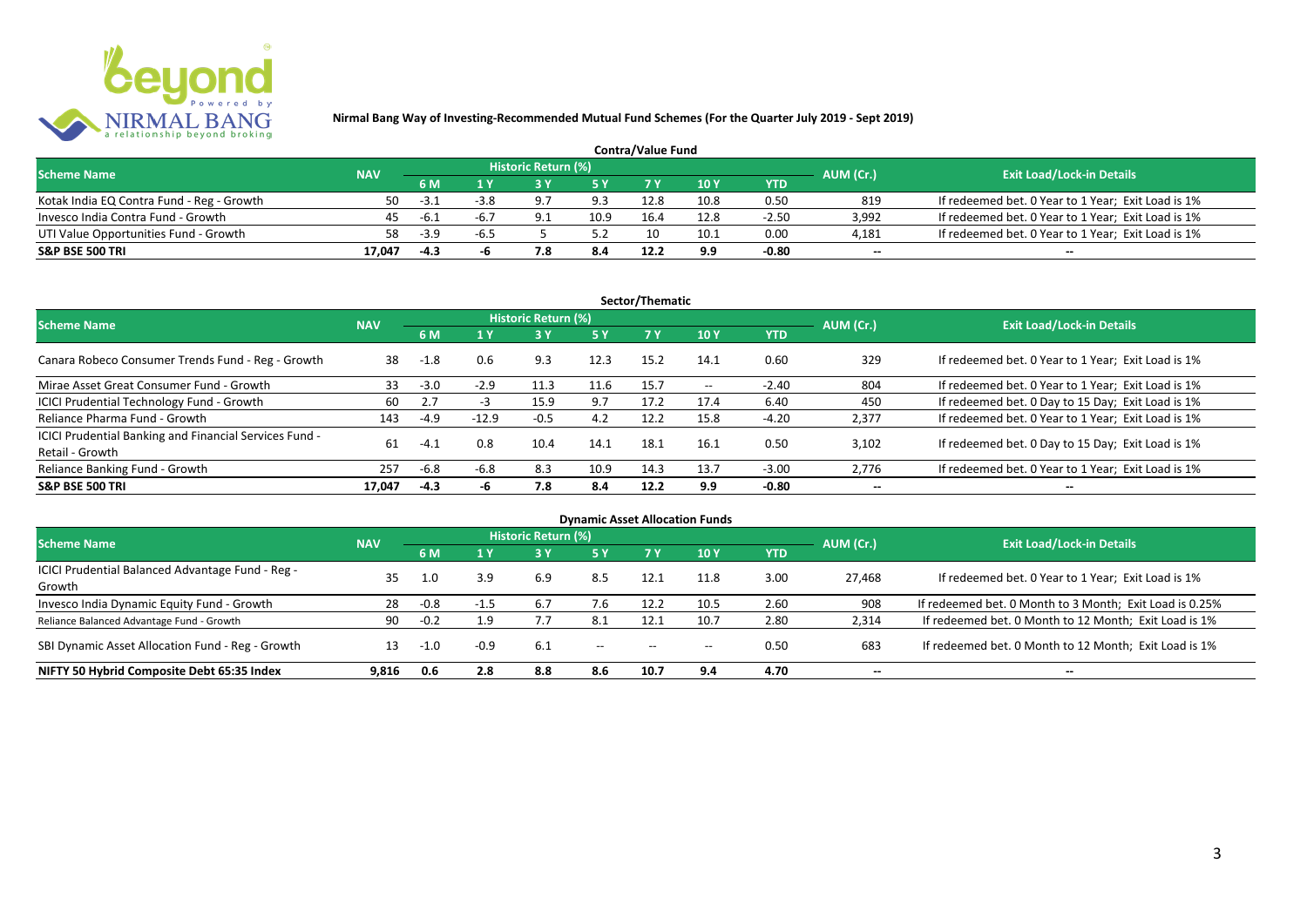**Nirmal Bang Way of Investing-Recommended Mutual Fund Schemes (For the Quarter July 2019 - Sept 2019)**

## Contra/Value Fund

| Scheme Name | NAV | Historic Return (%) | | | | | | | AUM (Cr.) | Exit Load/Lock-in Details |
|---|---|---|---|---|---|---|---|---|---|---|
| | | 6 M | 1 Y | 3 Y | 5 Y | 7 Y | 10 Y | YTD | | |
| Kotak India EQ Contra Fund - Reg - Growth | 50 | -3.1 | -3.8 | 9.7 | 9.3 | 12.8 | 10.8 | 0.50 | 819 | If redeemed bet. 0 Year to 1 Year; Exit Load is 1% |
| Invesco India Contra Fund - Growth | 45 | -6.1 | -6.7 | 9.1 | 10.9 | 16.4 | 12.8 | -2.50 | 3,992 | If redeemed bet. 0 Year to 1 Year; Exit Load is 1% |
| UTI Value Opportunities Fund - Growth | 58 | -3.9 | -6.5 | 5 | 5.2 | 10 | 10.1 | 0.00 | 4,181 | If redeemed bet. 0 Year to 1 Year; Exit Load is 1% |
| **S&P BSE 500 TRI** | **17,047** | **-4.3** | **-6** | **7.8** | **8.4** | **12.2** | **9.9** | **-0.80** | **--** | **--** |

## Sector/Thematic

| Scheme Name | NAV | Historic Return (%) | | | | | | | AUM (Cr.) | Exit Load/Lock-in Details |
|---|---|---|---|---|---|---|---|---|---|---|
| | | 6 M | 1 Y | 3 Y | 5 Y | 7 Y | 10 Y | YTD | | |
| Canara Robeco Consumer Trends Fund - Reg - Growth | 38 | -1.8 | 0.6 | 9.3 | 12.3 | 15.2 | 14.1 | 0.60 | 329 | If redeemed bet. 0 Year to 1 Year; Exit Load is 1% |
| Mirae Asset Great Consumer Fund - Growth | 33 | -3.0 | -2.9 | 11.3 | 11.6 | 15.7 | -- | -2.40 | 804 | If redeemed bet. 0 Year to 1 Year; Exit Load is 1% |
| ICICI Prudential Technology Fund - Growth | 60 | 2.7 | -3 | 15.9 | 9.7 | 17.2 | 17.4 | 6.40 | 450 | If redeemed bet. 0 Day to 15 Day; Exit Load is 1% |
| Reliance Pharma Fund - Growth | 143 | -4.9 | -12.9 | -0.5 | 4.2 | 12.2 | 15.8 | -4.20 | 2,377 | If redeemed bet. 0 Year to 1 Year; Exit Load is 1% |
| ICICI Prudential Banking and Financial Services Fund - Retail - Growth | 61 | -4.1 | 0.8 | 10.4 | 14.1 | 18.1 | 16.1 | 0.50 | 3,102 | If redeemed bet. 0 Day to 15 Day; Exit Load is 1% |
| Reliance Banking Fund - Growth | 257 | -6.8 | -6.8 | 8.3 | 10.9 | 14.3 | 13.7 | -3.00 | 2,776 | If redeemed bet. 0 Year to 1 Year; Exit Load is 1% |
| **S&P BSE 500 TRI** | **17,047** | **-4.3** | **-6** | **7.8** | **8.4** | **12.2** | **9.9** | **-0.80** | **--** | **--** |

## Dynamic Asset Allocation Funds

| Scheme Name | NAV | Historic Return (%) | | | | | | | AUM (Cr.) | Exit Load/Lock-in Details |
|---|---|---|---|---|---|---|---|---|---|---|
| | | 6 M | 1 Y | 3 Y | 5 Y | 7 Y | 10 Y | YTD | | |
| ICICI Prudential Balanced Advantage Fund - Reg - Growth | 35 | 1.0 | 3.9 | 6.9 | 8.5 | 12.1 | 11.8 | 3.00 | 27,468 | If redeemed bet. 0 Year to 1 Year; Exit Load is 1% |
| Invesco India Dynamic Equity Fund - Growth | 28 | -0.8 | -1.5 | 6.7 | 7.6 | 12.2 | 10.5 | 2.60 | 908 | If redeemed bet. 0 Month to 3 Month; Exit Load is 0.25% |
| Reliance Balanced Advantage Fund - Growth | 90 | -0.2 | 1.9 | 7.7 | 8.1 | 12.1 | 10.7 | 2.80 | 2,314 | If redeemed bet. 0 Month to 12 Month; Exit Load is 1% |
| SBI Dynamic Asset Allocation Fund - Reg - Growth | 13 | -1.0 | -0.9 | 6.1 | -- | -- | -- | 0.50 | 683 | If redeemed bet. 0 Month to 12 Month; Exit Load is 1% |
| **NIFTY 50 Hybrid Composite Debt 65:35 Index** | **9,816** | **0.6** | **2.8** | **8.8** | **8.6** | **10.7** | **9.4** | **4.70** | **--** | **--** |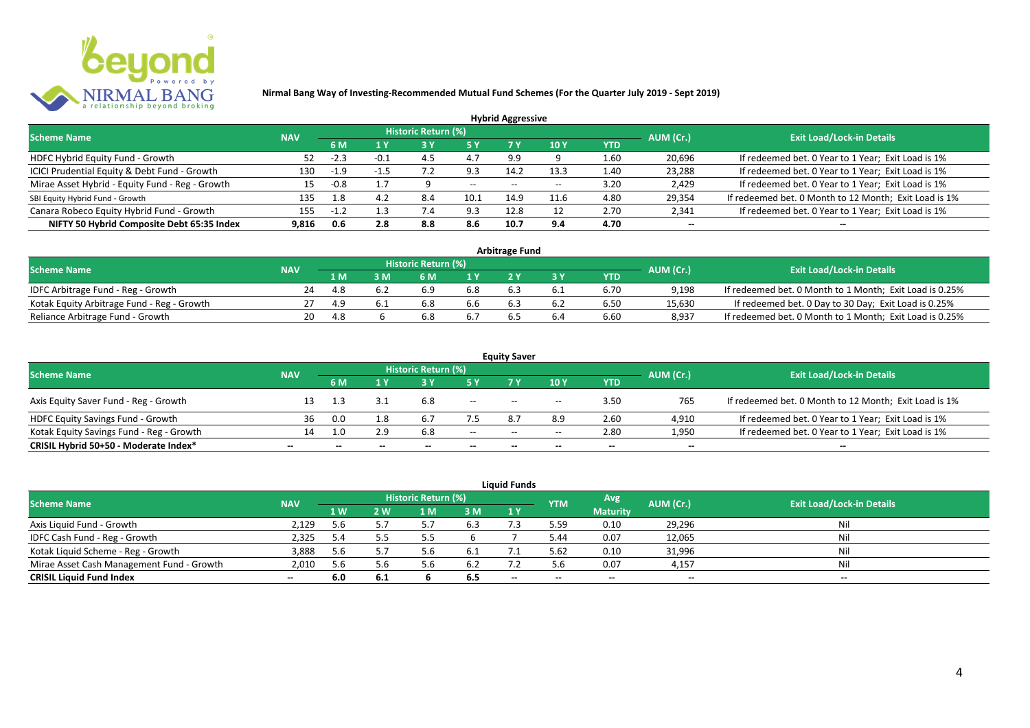**Nirmal Bang Way of Investing-Recommended Mutual Fund Schemes (For the Quarter July 2019 - Sept 2019)**

## Hybrid Aggressive

| Scheme Name | NAV | Historic Return (%) | | | | | | | AUM (Cr.) | Exit Load/Lock-in Details |
|---|---|---|---|---|---|---|---|---|---|---|
| | | 6 M | 1 Y | 3 Y | 5 Y | 7 Y | 10 Y | YTD | | |
| HDFC Hybrid Equity Fund - Growth | 52 | -2.3 | -0.1 | 4.5 | 4.7 | 9.9 | 9 | 1.60 | 20,696 | If redeemed bet. 0 Year to 1 Year; Exit Load is 1% |
| ICICI Prudential Equity & Debt Fund - Growth | 130 | -1.9 | -1.5 | 7.2 | 9.3 | 14.2 | 13.3 | 1.40 | 23,288 | If redeemed bet. 0 Year to 1 Year; Exit Load is 1% |
| Mirae Asset Hybrid - Equity Fund - Reg - Growth | 15 | -0.8 | 1.7 | 9 | -- | -- | -- | 3.20 | 2,429 | If redeemed bet. 0 Year to 1 Year; Exit Load is 1% |
| SBI Equity Hybrid Fund - Growth | 135 | 1.8 | 4.2 | 8.4 | 10.1 | 14.9 | 11.6 | 4.80 | 29,354 | If redeemed bet. 0 Month to 12 Month; Exit Load is 1% |
| Canara Robeco Equity Hybrid Fund - Growth | 155 | -1.2 | 1.3 | 7.4 | 9.3 | 12.8 | 12 | 2.70 | 2,341 | If redeemed bet. 0 Year to 1 Year; Exit Load is 1% |
| **NIFTY 50 Hybrid Composite Debt 65:35 Index** | **9,816** | **0.6** | **2.8** | **8.8** | **8.6** | **10.7** | **9.4** | **4.70** | **--** | **--** |

## Arbitrage Fund

| Scheme Name | NAV | Historic Return (%) | | | | | | | AUM (Cr.) | Exit Load/Lock-in Details |
|---|---|---|---|---|---|---|---|---|---|---|
| | | 1 M | 3 M | 6 M | 1 Y | 2 Y | 3 Y | YTD | | |
| IDFC Arbitrage Fund - Reg - Growth | 24 | 4.8 | 6.2 | 6.9 | 6.8 | 6.3 | 6.1 | 6.70 | 9,198 | If redeemed bet. 0 Month to 1 Month; Exit Load is 0.25% |
| Kotak Equity Arbitrage Fund - Reg - Growth | 27 | 4.9 | 6.1 | 6.8 | 6.6 | 6.3 | 6.2 | 6.50 | 15,630 | If redeemed bet. 0 Day to 30 Day; Exit Load is 0.25% |
| Reliance Arbitrage Fund - Growth | 20 | 4.8 | 6 | 6.8 | 6.7 | 6.5 | 6.4 | 6.60 | 8,937 | If redeemed bet. 0 Month to 1 Month; Exit Load is 0.25% |

## Equity Saver

| Scheme Name | NAV | Historic Return (%) | | | | | | | AUM (Cr.) | Exit Load/Lock-in Details |
|---|---|---|---|---|---|---|---|---|---|---|
| | | 6 M | 1 Y | 3 Y | 5 Y | 7 Y | 10 Y | YTD | | |
| Axis Equity Saver Fund - Reg - Growth | 13 | 1.3 | 3.1 | 6.8 | -- | -- | -- | 3.50 | 765 | If redeemed bet. 0 Month to 12 Month; Exit Load is 1% |
| HDFC Equity Savings Fund - Growth | 36 | 0.0 | 1.8 | 6.7 | 7.5 | 8.7 | 8.9 | 2.60 | 4,910 | If redeemed bet. 0 Year to 1 Year; Exit Load is 1% |
| Kotak Equity Savings Fund - Reg - Growth | 14 | 1.0 | 2.9 | 6.8 | -- | -- | -- | 2.80 | 1,950 | If redeemed bet. 0 Year to 1 Year; Exit Load is 1% |
| **CRISIL Hybrid 50+50 - Moderate Index*** | **--** | **--** | **--** | **--** | **--** | **--** | **--** | **--** | **--** | **--** |

## Liquid Funds

| Scheme Name | NAV | Historic Return (%) | | | | | YTM | Avg Maturity | AUM (Cr.) | Exit Load/Lock-in Details |
|---|---|---|---|---|---|---|---|---|---|---|
| | | 1 W | 2 W | 1 M | 3 M | 1 Y | | | | |
| Axis Liquid Fund - Growth | 2,129 | 5.6 | 5.7 | 5.7 | 6.3 | 7.3 | 5.59 | 0.10 | 29,296 | Nil |
| IDFC Cash Fund - Reg - Growth | 2,325 | 5.4 | 5.5 | 5.5 | 6 | 7 | 5.44 | 0.07 | 12,065 | Nil |
| Kotak Liquid Scheme - Reg - Growth | 3,888 | 5.6 | 5.7 | 5.6 | 6.1 | 7.1 | 5.62 | 0.10 | 31,996 | Nil |
| Mirae Asset Cash Management Fund - Growth | 2,010 | 5.6 | 5.6 | 5.6 | 6.2 | 7.2 | 5.6 | 0.07 | 4,157 | Nil |
| **CRISIL Liquid Fund Index** | **--** | **6.0** | **6.1** | **6** | **6.5** | **--** | **--** | **--** | **--** | **--** |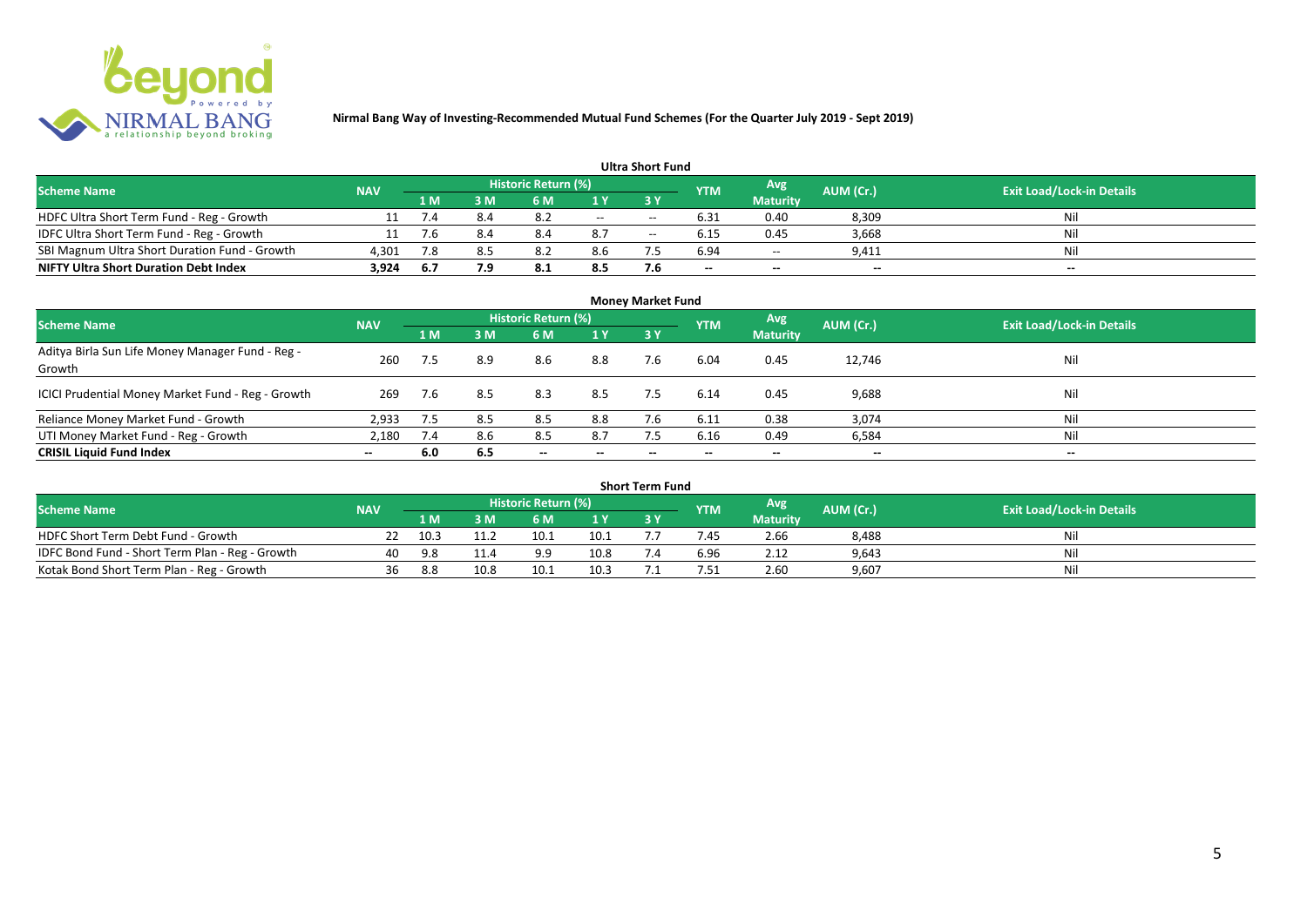**Nirmal Bang Way of Investing-Recommended Mutual Fund Schemes (For the Quarter July 2019 - Sept 2019)**

## Ultra Short Fund

| Scheme Name | NAV | Historic Return (%) | | | | | YTM | Avg Maturity | AUM (Cr.) | Exit Load/Lock-in Details |
|---|---|---|---|---|---|---|---|---|---|---|
| | | 1 M | 3 M | 6 M | 1 Y | 3 Y | | | | |
| HDFC Ultra Short Term Fund - Reg - Growth | 11 | 7.4 | 8.4 | 8.2 | -- | -- | 6.31 | 0.40 | 8,309 | Nil |
| IDFC Ultra Short Term Fund - Reg - Growth | 11 | 7.6 | 8.4 | 8.4 | 8.7 | -- | 6.15 | 0.45 | 3,668 | Nil |
| SBI Magnum Ultra Short Duration Fund - Growth | 4,301 | 7.8 | 8.5 | 8.2 | 8.6 | 7.5 | 6.94 | -- | 9,411 | Nil |
| **NIFTY Ultra Short Duration Debt Index** | **3,924** | **6.7** | **7.9** | **8.1** | **8.5** | **7.6** | **--** | **--** | **--** | **--** |

## Money Market Fund

| Scheme Name | NAV | Historic Return (%) | | | | | YTM | Avg Maturity | AUM (Cr.) | Exit Load/Lock-in Details |
|---|---|---|---|---|---|---|---|---|---|---|
| | | 1 M | 3 M | 6 M | 1 Y | 3 Y | | | | |
| Aditya Birla Sun Life Money Manager Fund - Reg - Growth | 260 | 7.5 | 8.9 | 8.6 | 8.8 | 7.6 | 6.04 | 0.45 | 12,746 | Nil |
| ICICI Prudential Money Market Fund - Reg - Growth | 269 | 7.6 | 8.5 | 8.3 | 8.5 | 7.5 | 6.14 | 0.45 | 9,688 | Nil |
| Reliance Money Market Fund - Growth | 2,933 | 7.5 | 8.5 | 8.5 | 8.8 | 7.6 | 6.11 | 0.38 | 3,074 | Nil |
| UTI Money Market Fund - Reg - Growth | 2,180 | 7.4 | 8.6 | 8.5 | 8.7 | 7.5 | 6.16 | 0.49 | 6,584 | Nil |
| **CRISIL Liquid Fund Index** | **--** | **6.0** | **6.5** | **--** | **--** | **--** | **--** | **--** | **--** | **--** |

## Short Term Fund

| Scheme Name | NAV | Historic Return (%) | | | | | YTM | Avg Maturity | AUM (Cr.) | Exit Load/Lock-in Details |
|---|---|---|---|---|---|---|---|---|---|---|
| | | 1 M | 3 M | 6 M | 1 Y | 3 Y | | | | |
| HDFC Short Term Debt Fund - Growth | 22 | 10.3 | 11.2 | 10.1 | 10.1 | 7.7 | 7.45 | 2.66 | 8,488 | Nil |
| IDFC Bond Fund - Short Term Plan - Reg - Growth | 40 | 9.8 | 11.4 | 9.9 | 10.8 | 7.4 | 6.96 | 2.12 | 9,643 | Nil |
| Kotak Bond Short Term Plan - Reg - Growth | 36 | 8.8 | 10.8 | 10.1 | 10.3 | 7.1 | 7.51 | 2.60 | 9,607 | Nil |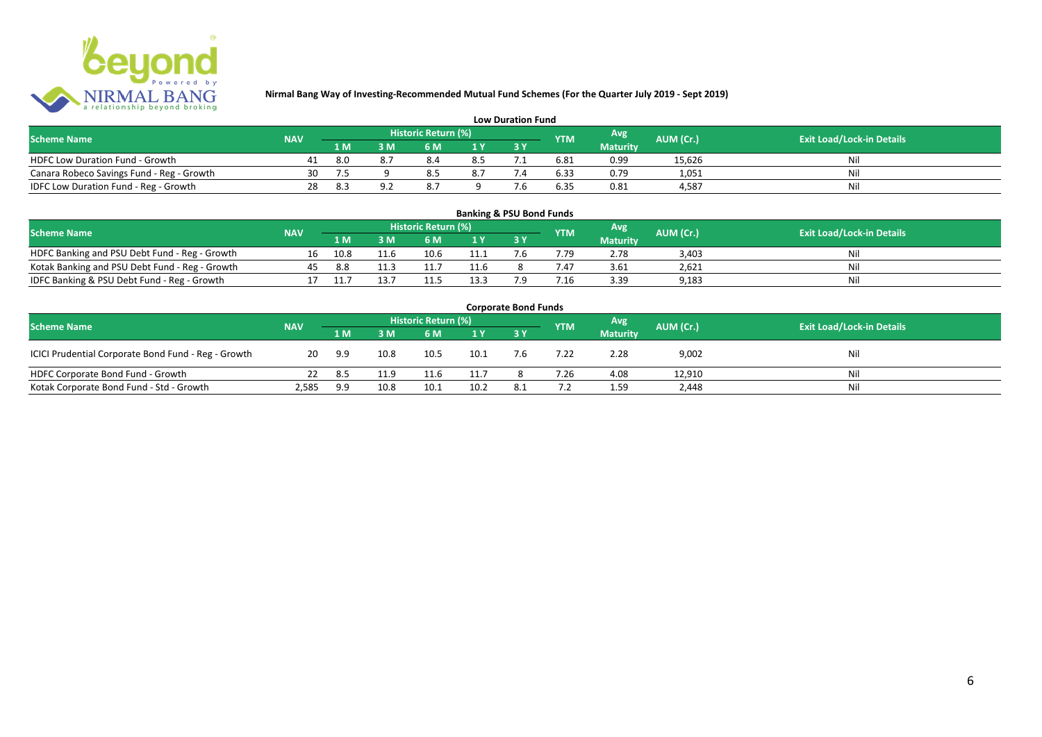# Nirmal Bang Way of Investing-Recommended Mutual Fund Schemes (For the Quarter July 2019 - Sept 2019)

## Low Duration Fund

| Scheme Name | NAV | Historic Return (%) | | | | | YTM | Avg Maturity | AUM (Cr.) | Exit Load/Lock-in Details |
|---|---|---|---|---|---|---|---|---|---|---|
| | | 1 M | 3 M | 6 M | 1 Y | 3 Y | | | | |
| HDFC Low Duration Fund - Growth | 41 | 8.0 | 8.7 | 8.4 | 8.5 | 7.1 | 6.81 | 0.99 | 15,626 | Nil |
| Canara Robeco Savings Fund - Reg - Growth | 30 | 7.5 | 9 | 8.5 | 8.7 | 7.4 | 6.33 | 0.79 | 1,051 | Nil |
| IDFC Low Duration Fund - Reg - Growth | 28 | 8.3 | 9.2 | 8.7 | 9 | 7.6 | 6.35 | 0.81 | 4,587 | Nil |

## Banking & PSU Bond Funds

| Scheme Name | NAV | Historic Return (%) | | | | | YTM | Avg Maturity | AUM (Cr.) | Exit Load/Lock-in Details |
|---|---|---|---|---|---|---|---|---|---|---|
| | | 1 M | 3 M | 6 M | 1 Y | 3 Y | | | | |
| HDFC Banking and PSU Debt Fund - Reg - Growth | 16 | 10.8 | 11.6 | 10.6 | 11.1 | 7.6 | 7.79 | 2.78 | 3,403 | Nil |
| Kotak Banking and PSU Debt Fund - Reg - Growth | 45 | 8.8 | 11.3 | 11.7 | 11.6 | 8 | 7.47 | 3.61 | 2,621 | Nil |
| IDFC Banking & PSU Debt Fund - Reg - Growth | 17 | 11.7 | 13.7 | 11.5 | 13.3 | 7.9 | 7.16 | 3.39 | 9,183 | Nil |

## Corporate Bond Funds

| Scheme Name | NAV | Historic Return (%) | | | | | YTM | Avg Maturity | AUM (Cr.) | Exit Load/Lock-in Details |
|---|---|---|---|---|---|---|---|---|---|---|
| | | 1 M | 3 M | 6 M | 1 Y | 3 Y | | | | |
| ICICI Prudential Corporate Bond Fund - Reg - Growth | 20 | 9.9 | 10.8 | 10.5 | 10.1 | 7.6 | 7.22 | 2.28 | 9,002 | Nil |
| HDFC Corporate Bond Fund - Growth | 22 | 8.5 | 11.9 | 11.6 | 11.7 | 8 | 7.26 | 4.08 | 12,910 | Nil |
| Kotak Corporate Bond Fund - Std - Growth | 2,585 | 9.9 | 10.8 | 10.1 | 10.2 | 8.1 | 7.2 | 1.59 | 2,448 | Nil |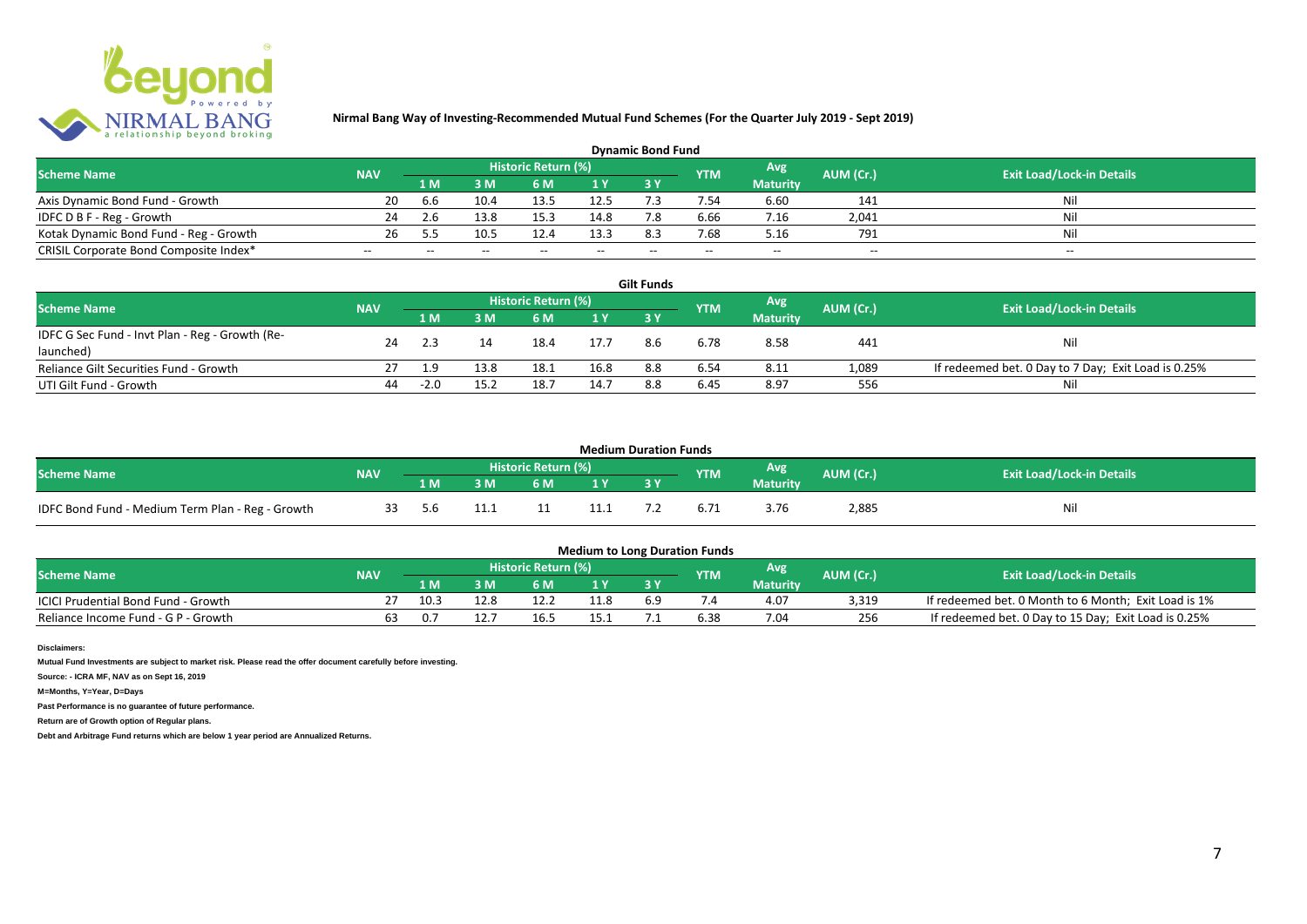**Nirmal Bang Way of Investing-Recommended Mutual Fund Schemes (For the Quarter July 2019 - Sept 2019)**

## Dynamic Bond Fund

| Scheme Name | NAV | Historic Return (%) | | | | | YTM | Avg Maturity | AUM (Cr.) | Exit Load/Lock-in Details |
|---|---|---|---|---|---|---|---|---|---|---|
| | | 1 M | 3 M | 6 M | 1 Y | 3 Y | | | | |
| Axis Dynamic Bond Fund - Growth | 20 | 6.6 | 10.4 | 13.5 | 12.5 | 7.3 | 7.54 | 6.60 | 141 | Nil |
| IDFC D B F - Reg - Growth | 24 | 2.6 | 13.8 | 15.3 | 14.8 | 7.8 | 6.66 | 7.16 | 2,041 | Nil |
| Kotak Dynamic Bond Fund - Reg - Growth | 26 | 5.5 | 10.5 | 12.4 | 13.3 | 8.3 | 7.68 | 5.16 | 791 | Nil |
| CRISIL Corporate Bond Composite Index* | -- | -- | -- | -- | -- | -- | -- | -- | -- | -- |

## Gilt Funds

| Scheme Name | NAV | Historic Return (%) | | | | | YTM | Avg Maturity | AUM (Cr.) | Exit Load/Lock-in Details |
|---|---|---|---|---|---|---|---|---|---|---|
| | | 1 M | 3 M | 6 M | 1 Y | 3 Y | | | | |
| IDFC G Sec Fund - Invt Plan - Reg - Growth (Re-launched) | 24 | 2.3 | 14 | 18.4 | 17.7 | 8.6 | 6.78 | 8.58 | 441 | Nil |
| Reliance Gilt Securities Fund - Growth | 27 | 1.9 | 13.8 | 18.1 | 16.8 | 8.8 | 6.54 | 8.11 | 1,089 | If redeemed bet. 0 Day to 7 Day; Exit Load is 0.25% |
| UTI Gilt Fund - Growth | 44 | -2.0 | 15.2 | 18.7 | 14.7 | 8.8 | 6.45 | 8.97 | 556 | Nil |

## Medium Duration Funds

| Scheme Name | NAV | Historic Return (%) | | | | | YTM | Avg Maturity | AUM (Cr.) | Exit Load/Lock-in Details |
|---|---|---|---|---|---|---|---|---|---|---|
| | | 1 M | 3 M | 6 M | 1 Y | 3 Y | | | | |
| IDFC Bond Fund - Medium Term Plan - Reg - Growth | 33 | 5.6 | 11.1 | 11 | 11.1 | 7.2 | 6.71 | 3.76 | 2,885 | Nil |

## Medium to Long Duration Funds

| Scheme Name | NAV | Historic Return (%) | | | | | YTM | Avg Maturity | AUM (Cr.) | Exit Load/Lock-in Details |
|---|---|---|---|---|---|---|---|---|---|---|
| | | 1 M | 3 M | 6 M | 1 Y | 3 Y | | | | |
| ICICI Prudential Bond Fund - Growth | 27 | 10.3 | 12.8 | 12.2 | 11.8 | 6.9 | 7.4 | 4.07 | 3,319 | If redeemed bet. 0 Month to 6 Month; Exit Load is 1% |
| Reliance Income Fund - G P - Growth | 63 | 0.7 | 12.7 | 16.5 | 15.1 | 7.1 | 6.38 | 7.04 | 256 | If redeemed bet. 0 Day to 15 Day; Exit Load is 0.25% |

**Disclaimers:**

**Mutual Fund Investments are subject to market risk. Please read the offer document carefully before investing.**

**Source: - ICRA MF, NAV as on Sept 16, 2019**

**M=Months, Y=Year, D=Days**

**Past Performance is no guarantee of future performance.**

**Return are of Growth option of Regular plans.**

**Debt and Arbitrage Fund returns which are below 1 year period are Annualized Returns.**